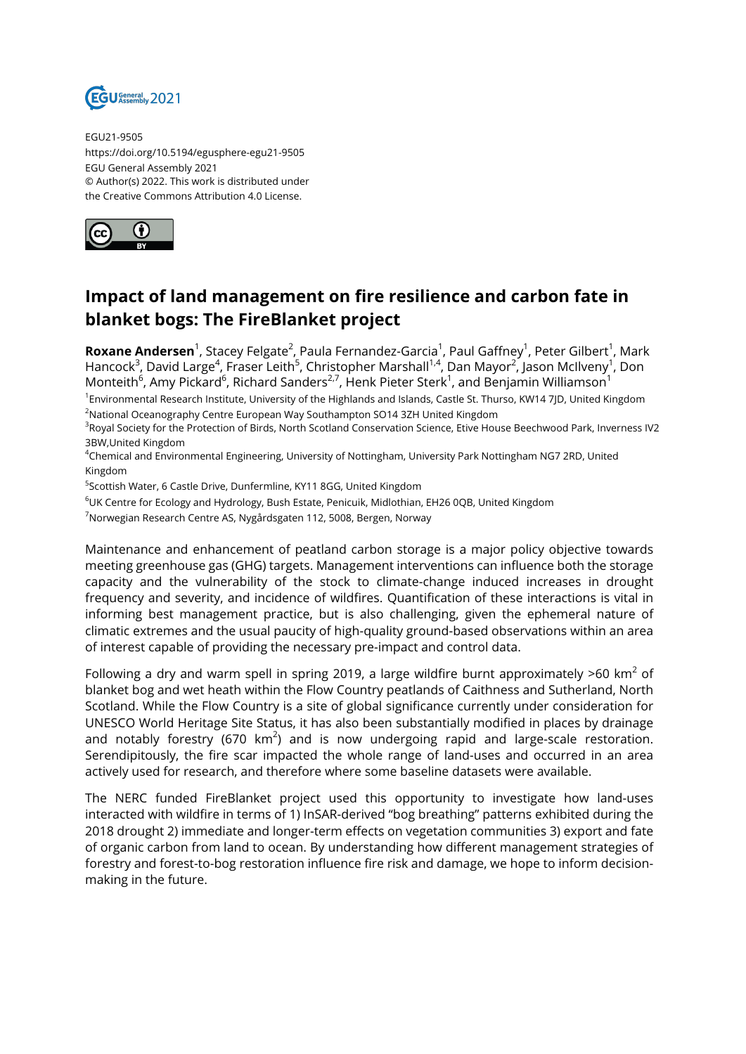EGU21-9505
https://doi.org/10.5194/egusphere-egu21-9505
EGU General Assembly 2021
© Author(s) 2022. This work is distributed under the Creative Commons Attribution 4.0 License.

# Impact of land management on fire resilience and carbon fate in blanket bogs: The FireBlanket project

**Roxane Andersen**[1], Stacey Felgate[2], Paula Fernandez-Garcia[1], Paul Gaffney[1], Peter Gilbert[1], Mark Hancock[3], David Large[4], Fraser Leith[5], Christopher Marshall[1,4], Dan Mayor[2], Jason McIlveny[1], Don Monteith[6], Amy Pickard[6], Richard Sanders[2,7], Henk Pieter Sterk[1], and Benjamin Williamson[1]

[1]Environmental Research Institute, University of the Highlands and Islands, Castle St. Thurso, KW14 7JD, United Kingdom
[2]National Oceanography Centre European Way Southampton SO14 3ZH United Kingdom
[3]Royal Society for the Protection of Birds, North Scotland Conservation Science, Etive House Beechwood Park, Inverness IV2 3BW,United Kingdom
[4]Chemical and Environmental Engineering, University of Nottingham, University Park Nottingham NG7 2RD, United Kingdom
[5]Scottish Water, 6 Castle Drive, Dunfermline, KY11 8GG, United Kingdom
[6]UK Centre for Ecology and Hydrology, Bush Estate, Penicuik, Midlothian, EH26 0QB, United Kingdom
[7]Norwegian Research Centre AS, Nygårdsgaten 112, 5008, Bergen, Norway

Maintenance and enhancement of peatland carbon storage is a major policy objective towards meeting greenhouse gas (GHG) targets. Management interventions can influence both the storage capacity and the vulnerability of the stock to climate-change induced increases in drought frequency and severity, and incidence of wildfires. Quantification of these interactions is vital in informing best management practice, but is also challenging, given the ephemeral nature of climatic extremes and the usual paucity of high-quality ground-based observations within an area of interest capable of providing the necessary pre-impact and control data.

Following a dry and warm spell in spring 2019, a large wildfire burnt approximately >60 km$^2$ of blanket bog and wet heath within the Flow Country peatlands of Caithness and Sutherland, North Scotland. While the Flow Country is a site of global significance currently under consideration for UNESCO World Heritage Site Status, it has also been substantially modified in places by drainage and notably forestry (670 km$^2$) and is now undergoing rapid and large-scale restoration. Serendipitously, the fire scar impacted the whole range of land-uses and occurred in an area actively used for research, and therefore where some baseline datasets were available.

The NERC funded FireBlanket project used this opportunity to investigate how land-uses interacted with wildfire in terms of 1) InSAR-derived "bog breathing" patterns exhibited during the 2018 drought 2) immediate and longer-term effects on vegetation communities 3) export and fate of organic carbon from land to ocean. By understanding how different management strategies of forestry and forest-to-bog restoration influence fire risk and damage, we hope to inform decision-making in the future.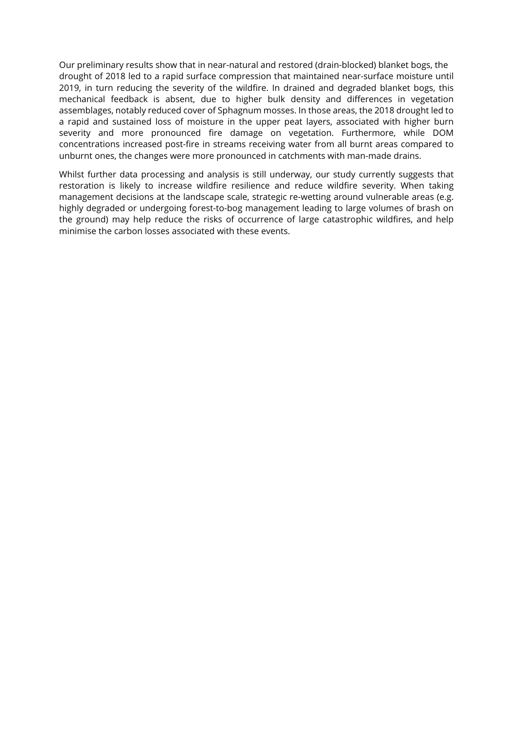Our preliminary results show that in near-natural and restored (drain-blocked) blanket bogs, the drought of 2018 led to a rapid surface compression that maintained near-surface moisture until 2019, in turn reducing the severity of the wildfire. In drained and degraded blanket bogs, this mechanical feedback is absent, due to higher bulk density and differences in vegetation assemblages, notably reduced cover of Sphagnum mosses. In those areas, the 2018 drought led to a rapid and sustained loss of moisture in the upper peat layers, associated with higher burn severity and more pronounced fire damage on vegetation. Furthermore, while DOM concentrations increased post-fire in streams receiving water from all burnt areas compared to unburnt ones, the changes were more pronounced in catchments with man-made drains.

Whilst further data processing and analysis is still underway, our study currently suggests that restoration is likely to increase wildfire resilience and reduce wildfire severity. When taking management decisions at the landscape scale, strategic re-wetting around vulnerable areas (e.g. highly degraded or undergoing forest-to-bog management leading to large volumes of brash on the ground) may help reduce the risks of occurrence of large catastrophic wildfires, and help minimise the carbon losses associated with these events.